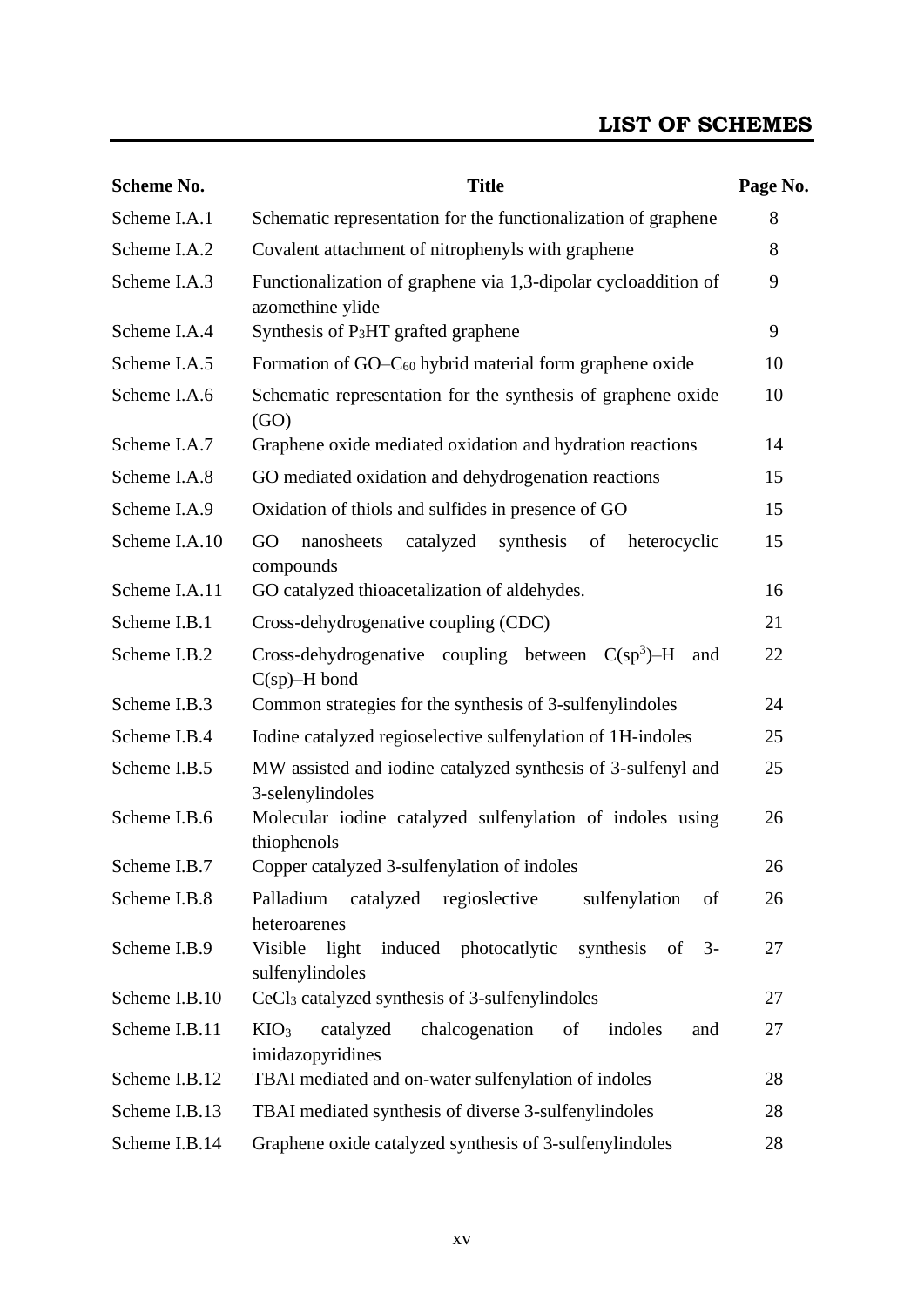# LIST OF SCHEMES

| Scheme No. | Title | Page No. |
|---|---|---|
| Scheme I.A.1 | Schematic representation for the functionalization of graphene | 8 |
| Scheme I.A.2 | Covalent attachment of nitrophenyls with graphene | 8 |
| Scheme I.A.3 | Functionalization of graphene via 1,3-dipolar cycloaddition of azomethine ylide | 9 |
| Scheme I.A.4 | Synthesis of $P_3HT$ grafted graphene | 9 |
| Scheme I.A.5 | Formation of GO–$C_{60}$ hybrid material form graphene oxide | 10 |
| Scheme I.A.6 | Schematic representation for the synthesis of graphene oxide (GO) | 10 |
| Scheme I.A.7 | Graphene oxide mediated oxidation and hydration reactions | 14 |
| Scheme I.A.8 | GO mediated oxidation and dehydrogenation reactions | 15 |
| Scheme I.A.9 | Oxidation of thiols and sulfides in presence of GO | 15 |
| Scheme I.A.10 | GO nanosheets catalyzed synthesis of heterocyclic compounds | 15 |
| Scheme I.A.11 | GO catalyzed thioacetalization of aldehydes. | 16 |
| Scheme I.B.1 | Cross-dehydrogenative coupling (CDC) | 21 |
| Scheme I.B.2 | Cross-dehydrogenative coupling between $C(sp^3)$–H and $C(sp)$–H bond | 22 |
| Scheme I.B.3 | Common strategies for the synthesis of 3-sulfenylindoles | 24 |
| Scheme I.B.4 | Iodine catalyzed regioselective sulfenylation of 1H-indoles | 25 |
| Scheme I.B.5 | MW assisted and iodine catalyzed synthesis of 3-sulfenyl and 3-selenylindoles | 25 |
| Scheme I.B.6 | Molecular iodine catalyzed sulfenylation of indoles using thiophenols | 26 |
| Scheme I.B.7 | Copper catalyzed 3-sulfenylation of indoles | 26 |
| Scheme I.B.8 | Palladium catalyzed regioslective sulfenylation of heteroarenes | 26 |
| Scheme I.B.9 | Visible light induced photocatlytic synthesis of 3-sulfenylindoles | 27 |
| Scheme I.B.10 | $CeCl_3$ catalyzed synthesis of 3-sulfenylindoles | 27 |
| Scheme I.B.11 | $KIO_3$ catalyzed chalcogenation of indoles and imidazopyridines | 27 |
| Scheme I.B.12 | TBAI mediated and on-water sulfenylation of indoles | 28 |
| Scheme I.B.13 | TBAI mediated synthesis of diverse 3-sulfenylindoles | 28 |
| Scheme I.B.14 | Graphene oxide catalyzed synthesis of 3-sulfenylindoles | 28 |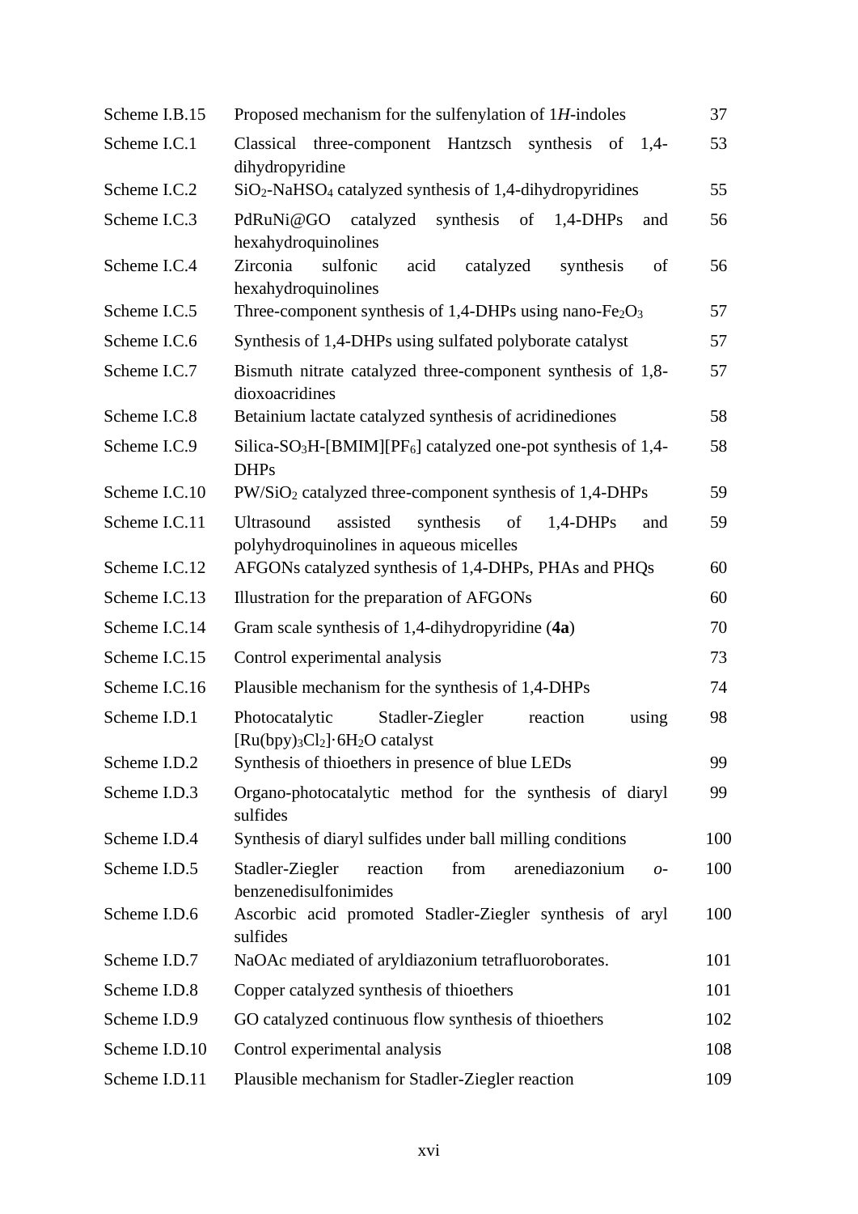| | | |
|---|---|---|
| Scheme I.B.15 | Proposed mechanism for the sulfenylation of 1*H*-indoles | 37 |
| Scheme I.C.1 | Classical three-component Hantzsch synthesis of 1,4-dihydropyridine | 53 |
| Scheme I.C.2 | $SiO_2$-$NaHSO_4$ catalyzed synthesis of 1,4-dihydropyridines | 55 |
| Scheme I.C.3 | PdRuNi@GO catalyzed synthesis of 1,4-DHPs and hexahydroquinolines | 56 |
| Scheme I.C.4 | Zirconia sulfonic acid catalyzed synthesis of hexahydroquinolines | 56 |
| Scheme I.C.5 | Three-component synthesis of 1,4-DHPs using nano-$Fe_2O_3$ | 57 |
| Scheme I.C.6 | Synthesis of 1,4-DHPs using sulfated polyborate catalyst | 57 |
| Scheme I.C.7 | Bismuth nitrate catalyzed three-component synthesis of 1,8-dioxoacridines | 57 |
| Scheme I.C.8 | Betainium lactate catalyzed synthesis of acridinediones | 58 |
| Scheme I.C.9 | Silica-$SO_3H$-[BMIM][$PF_6$] catalyzed one-pot synthesis of 1,4-DHPs | 58 |
| Scheme I.C.10 | PW/$SiO_2$ catalyzed three-component synthesis of 1,4-DHPs | 59 |
| Scheme I.C.11 | Ultrasound assisted synthesis of 1,4-DHPs and polyhydroquinolines in aqueous micelles | 59 |
| Scheme I.C.12 | AFGONs catalyzed synthesis of 1,4-DHPs, PHAs and PHQs | 60 |
| Scheme I.C.13 | Illustration for the preparation of AFGONs | 60 |
| Scheme I.C.14 | Gram scale synthesis of 1,4-dihydropyridine (**4a**) | 70 |
| Scheme I.C.15 | Control experimental analysis | 73 |
| Scheme I.C.16 | Plausible mechanism for the synthesis of 1,4-DHPs | 74 |
| Scheme I.D.1 | Photocatalytic Stadler-Ziegler reaction using [$Ru(bpy)_3Cl_2$]·$6H_2O$ catalyst | 98 |
| Scheme I.D.2 | Synthesis of thioethers in presence of blue LEDs | 99 |
| Scheme I.D.3 | Organo-photocatalytic method for the synthesis of diaryl sulfides | 99 |
| Scheme I.D.4 | Synthesis of diaryl sulfides under ball milling conditions | 100 |
| Scheme I.D.5 | Stadler-Ziegler reaction from arenediazonium *o*-benzenedisulfonimides | 100 |
| Scheme I.D.6 | Ascorbic acid promoted Stadler-Ziegler synthesis of aryl sulfides | 100 |
| Scheme I.D.7 | NaOAc mediated of aryldiazonium tetrafluoroborates. | 101 |
| Scheme I.D.8 | Copper catalyzed synthesis of thioethers | 101 |
| Scheme I.D.9 | GO catalyzed continuous flow synthesis of thioethers | 102 |
| Scheme I.D.10 | Control experimental analysis | 108 |
| Scheme I.D.11 | Plausible mechanism for Stadler-Ziegler reaction | 109 |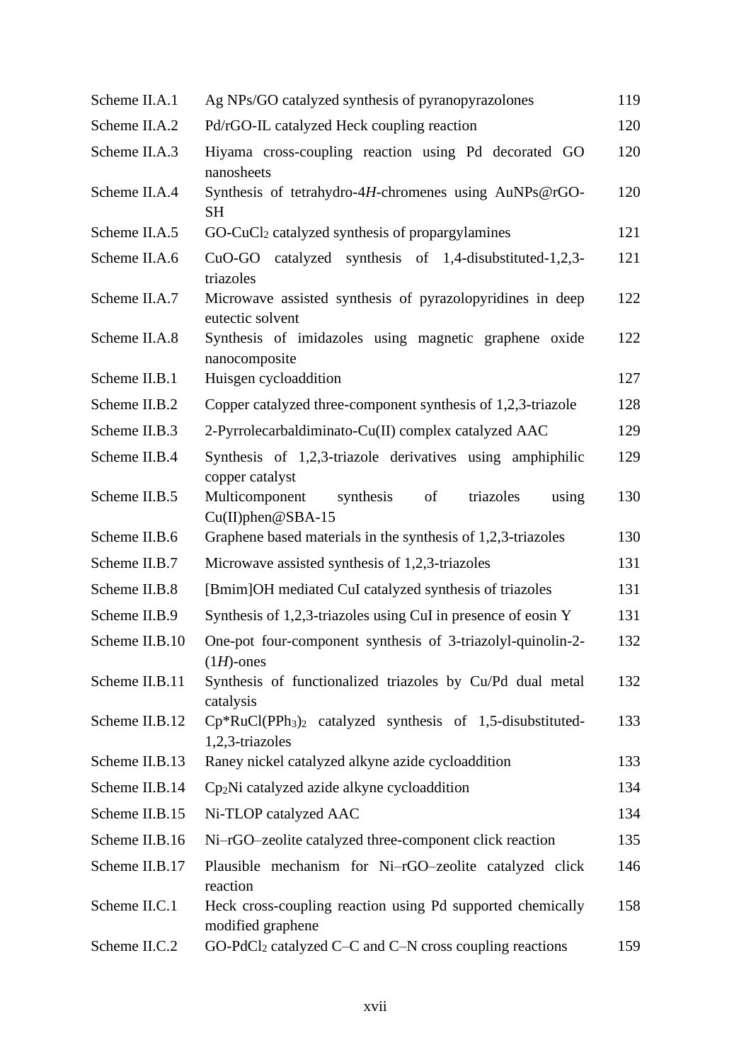| | | |
|---|---|---|
| Scheme II.A.1 | Ag NPs/GO catalyzed synthesis of pyranopyrazolones | 119 |
| Scheme II.A.2 | Pd/rGO-IL catalyzed Heck coupling reaction | 120 |
| Scheme II.A.3 | Hiyama cross-coupling reaction using Pd decorated GO nanosheets | 120 |
| Scheme II.A.4 | Synthesis of tetrahydro-4*H*-chromenes using AuNPs@rGO-SH | 120 |
| Scheme II.A.5 | GO-$CuCl_2$ catalyzed synthesis of propargylamines | 121 |
| Scheme II.A.6 | CuO-GO catalyzed synthesis of 1,4-disubstituted-1,2,3-triazoles | 121 |
| Scheme II.A.7 | Microwave assisted synthesis of pyrazolopyridines in deep eutectic solvent | 122 |
| Scheme II.A.8 | Synthesis of imidazoles using magnetic graphene oxide nanocomposite | 122 |
| Scheme II.B.1 | Huisgen cycloaddition | 127 |
| Scheme II.B.2 | Copper catalyzed three-component synthesis of 1,2,3-triazole | 128 |
| Scheme II.B.3 | 2-Pyrrolecarbaldiminato-Cu(II) complex catalyzed AAC | 129 |
| Scheme II.B.4 | Synthesis of 1,2,3-triazole derivatives using amphiphilic copper catalyst | 129 |
| Scheme II.B.5 | Multicomponent synthesis of triazoles using Cu(II)phen@SBA-15 | 130 |
| Scheme II.B.6 | Graphene based materials in the synthesis of 1,2,3-triazoles | 130 |
| Scheme II.B.7 | Microwave assisted synthesis of 1,2,3-triazoles | 131 |
| Scheme II.B.8 | [Bmim]OH mediated CuI catalyzed synthesis of triazoles | 131 |
| Scheme II.B.9 | Synthesis of 1,2,3-triazoles using CuI in presence of eosin Y | 131 |
| Scheme II.B.10 | One-pot four-component synthesis of 3-triazolyl-quinolin-2-(1*H*)-ones | 132 |
| Scheme II.B.11 | Synthesis of functionalized triazoles by Cu/Pd dual metal catalysis | 132 |
| Scheme II.B.12 | Cp*RuCl$(PPh_3)_2$ catalyzed synthesis of 1,5-disubstituted-1,2,3-triazoles | 133 |
| Scheme II.B.13 | Raney nickel catalyzed alkyne azide cycloaddition | 133 |
| Scheme II.B.14 | $Cp_2Ni$ catalyzed azide alkyne cycloaddition | 134 |
| Scheme II.B.15 | Ni-TLOP catalyzed AAC | 134 |
| Scheme II.B.16 | Ni–rGO–zeolite catalyzed three-component click reaction | 135 |
| Scheme II.B.17 | Plausible mechanism for Ni–rGO–zeolite catalyzed click reaction | 146 |
| Scheme II.C.1 | Heck cross-coupling reaction using Pd supported chemically modified graphene | 158 |
| Scheme II.C.2 | GO-$PdCl_2$ catalyzed C–C and C–N cross coupling reactions | 159 |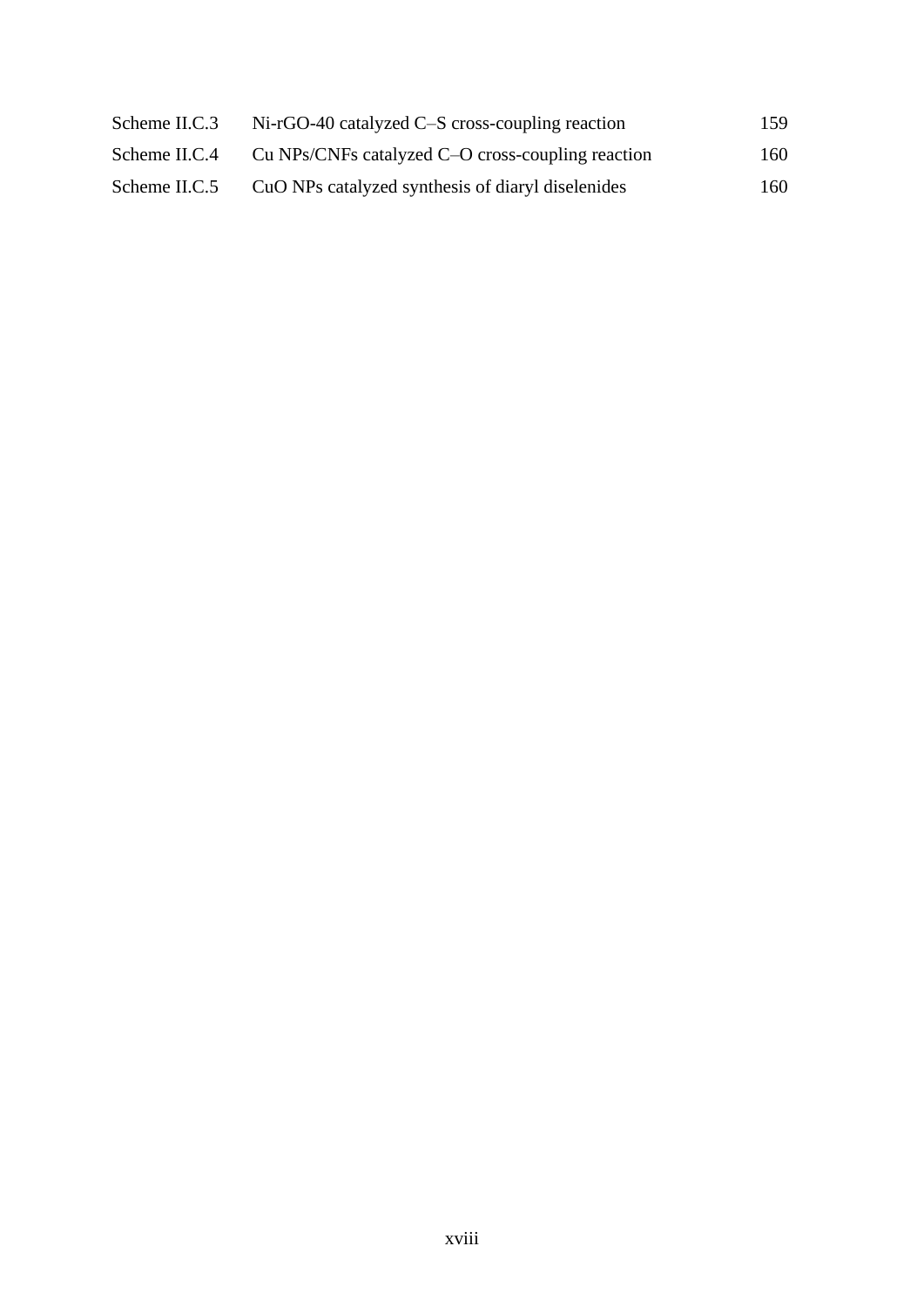| | | |
|---|---|---|
| Scheme II.C.3 | Ni-rGO-40 catalyzed C–S cross-coupling reaction | 159 |
| Scheme II.C.4 | Cu NPs/CNFs catalyzed C–O cross-coupling reaction | 160 |
| Scheme II.C.5 | CuO NPs catalyzed synthesis of diaryl diselenides | 160 |